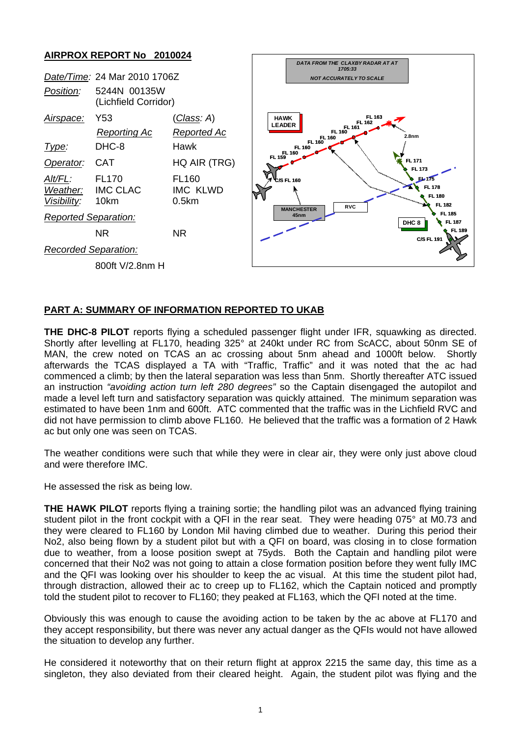## AIRPROX REPORT No 2010024

| | | |
|---|---|---|
| *Date/Time*: | 24 Mar 2010 1706Z | |
| *Position:* | 5244N 00135W (Lichfield Corridor) | |
| *Airspace:* | Y53 | (*Class*: A) |
| | *Reporting Ac* | *Reported Ac* |
| *Type:* | DHC-8 | Hawk |
| *Operator:* | CAT | HQ AIR (TRG) |
| *Alt/FL:* | FL170 | FL160 |
| *Weather:* | IMC CLAC | IMC KLWD |
| *Visibility:* | 10km | 0.5km |
| *Reported Separation:* | | |
| | NR | NR |
| *Recorded Separation:* | | |
| | 800ft V/2.8nm H | |

DATA FROM THE CLAXBY RADAR AT AT 1705:33

NOT ACCURATELY TO SCALE

HAWK LEADER, C/S FL 160, FL 159, FL 160, FL 160, FL 160, FL 160, FL 161, FL 162, FL 163, 2.8nm, FL 171, FL 173, FL 175, FL 178, FL 180, FL 182, FL 185, FL 187, FL 189, C/S FL 191, DHC 8, RVC, MANCHESTER 45nm

## PART A: SUMMARY OF INFORMATION REPORTED TO UKAB

**THE DHC-8 PILOT** reports flying a scheduled passenger flight under IFR, squawking as directed. Shortly after levelling at FL170, heading 325° at 240kt under RC from ScACC, about 50nm SE of MAN, the crew noted on TCAS an ac crossing about 5nm ahead and 1000ft below. Shortly afterwards the TCAS displayed a TA with "Traffic, Traffic" and it was noted that the ac had commenced a climb; by then the lateral separation was less than 5nm. Shortly thereafter ATC issued an instruction *"avoiding action turn left 280 degrees"* so the Captain disengaged the autopilot and made a level left turn and satisfactory separation was quickly attained. The minimum separation was estimated to have been 1nm and 600ft. ATC commented that the traffic was in the Lichfield RVC and did not have permission to climb above FL160. He believed that the traffic was a formation of 2 Hawk ac but only one was seen on TCAS.

The weather conditions were such that while they were in clear air, they were only just above cloud and were therefore IMC.

He assessed the risk as being low.

**THE HAWK PILOT** reports flying a training sortie; the handling pilot was an advanced flying training student pilot in the front cockpit with a QFI in the rear seat. They were heading 075° at M0.73 and they were cleared to FL160 by London Mil having climbed due to weather. During this period their No2, also being flown by a student pilot but with a QFI on board, was closing in to close formation due to weather, from a loose position swept at 75yds. Both the Captain and handling pilot were concerned that their No2 was not going to attain a close formation position before they went fully IMC and the QFI was looking over his shoulder to keep the ac visual. At this time the student pilot had, through distraction, allowed their ac to creep up to FL162, which the Captain noticed and promptly told the student pilot to recover to FL160; they peaked at FL163, which the QFI noted at the time.

Obviously this was enough to cause the avoiding action to be taken by the ac above at FL170 and they accept responsibility, but there was never any actual danger as the QFIs would not have allowed the situation to develop any further.

He considered it noteworthy that on their return flight at approx 2215 the same day, this time as a singleton, they also deviated from their cleared height. Again, the student pilot was flying and the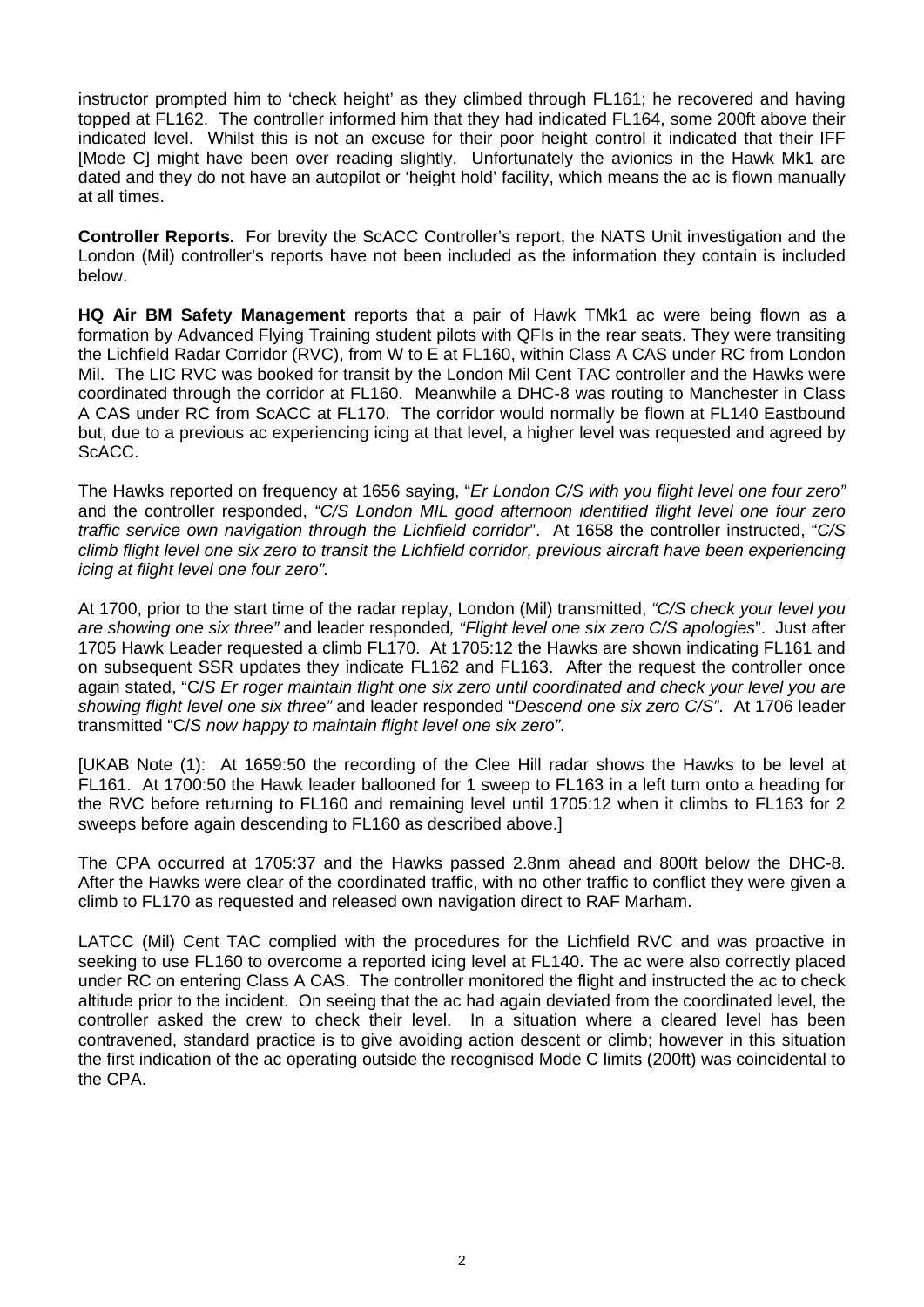instructor prompted him to 'check height' as they climbed through FL161; he recovered and having topped at FL162. The controller informed him that they had indicated FL164, some 200ft above their indicated level. Whilst this is not an excuse for their poor height control it indicated that their IFF [Mode C] might have been over reading slightly. Unfortunately the avionics in the Hawk Mk1 are dated and they do not have an autopilot or 'height hold' facility, which means the ac is flown manually at all times.

**Controller Reports.** For brevity the ScACC Controller's report, the NATS Unit investigation and the London (Mil) controller's reports have not been included as the information they contain is included below.

**HQ Air BM Safety Management** reports that a pair of Hawk TMk1 ac were being flown as a formation by Advanced Flying Training student pilots with QFIs in the rear seats. They were transiting the Lichfield Radar Corridor (RVC), from W to E at FL160, within Class A CAS under RC from London Mil. The LIC RVC was booked for transit by the London Mil Cent TAC controller and the Hawks were coordinated through the corridor at FL160. Meanwhile a DHC-8 was routing to Manchester in Class A CAS under RC from ScACC at FL170. The corridor would normally be flown at FL140 Eastbound but, due to a previous ac experiencing icing at that level, a higher level was requested and agreed by ScACC.

The Hawks reported on frequency at 1656 saying, "*Er London C/S with you flight level one four zero*" and the controller responded, *"C/S London MIL good afternoon identified flight level one four zero traffic service own navigation through the Lichfield corridor*". At 1658 the controller instructed, "*C/S climb flight level one six zero to transit the Lichfield corridor, previous aircraft have been experiencing icing at flight level one four zero".*

At 1700, prior to the start time of the radar replay, London (Mil) transmitted, *"C/S check your level you are showing one six three"* and leader responded*, "Flight level one six zero C/S apologies*". Just after 1705 Hawk Leader requested a climb FL170. At 1705:12 the Hawks are shown indicating FL161 and on subsequent SSR updates they indicate FL162 and FL163. After the request the controller once again stated, "C/*S Er roger maintain flight one six zero until coordinated and check your level you are showing flight level one six three"* and leader responded "*Descend one six zero C/S"*. At 1706 leader transmitted "C/*S now happy to maintain flight level one six zero"*.

[UKAB Note (1): At 1659:50 the recording of the Clee Hill radar shows the Hawks to be level at FL161. At 1700:50 the Hawk leader ballooned for 1 sweep to FL163 in a left turn onto a heading for the RVC before returning to FL160 and remaining level until 1705:12 when it climbs to FL163 for 2 sweeps before again descending to FL160 as described above.]

The CPA occurred at 1705:37 and the Hawks passed 2.8nm ahead and 800ft below the DHC-8. After the Hawks were clear of the coordinated traffic, with no other traffic to conflict they were given a climb to FL170 as requested and released own navigation direct to RAF Marham.

LATCC (Mil) Cent TAC complied with the procedures for the Lichfield RVC and was proactive in seeking to use FL160 to overcome a reported icing level at FL140. The ac were also correctly placed under RC on entering Class A CAS. The controller monitored the flight and instructed the ac to check altitude prior to the incident. On seeing that the ac had again deviated from the coordinated level, the controller asked the crew to check their level. In a situation where a cleared level has been contravened, standard practice is to give avoiding action descent or climb; however in this situation the first indication of the ac operating outside the recognised Mode C limits (200ft) was coincidental to the CPA.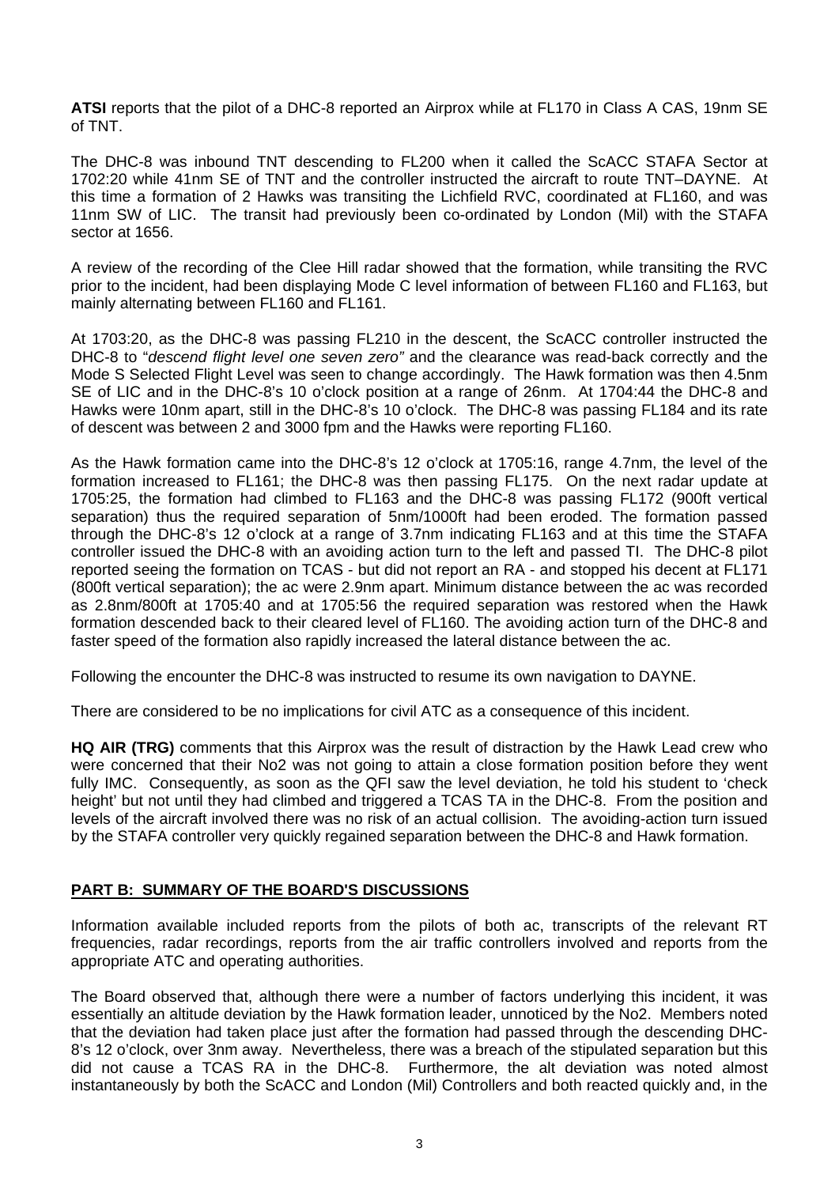**ATSI** reports that the pilot of a DHC-8 reported an Airprox while at FL170 in Class A CAS, 19nm SE of TNT.

The DHC-8 was inbound TNT descending to FL200 when it called the ScACC STAFA Sector at 1702:20 while 41nm SE of TNT and the controller instructed the aircraft to route TNT–DAYNE. At this time a formation of 2 Hawks was transiting the Lichfield RVC, coordinated at FL160, and was 11nm SW of LIC. The transit had previously been co-ordinated by London (Mil) with the STAFA sector at 1656.

A review of the recording of the Clee Hill radar showed that the formation, while transiting the RVC prior to the incident, had been displaying Mode C level information of between FL160 and FL163, but mainly alternating between FL160 and FL161.

At 1703:20, as the DHC-8 was passing FL210 in the descent, the ScACC controller instructed the DHC-8 to "*descend flight level one seven zero"* and the clearance was read-back correctly and the Mode S Selected Flight Level was seen to change accordingly. The Hawk formation was then 4.5nm SE of LIC and in the DHC-8's 10 o'clock position at a range of 26nm. At 1704:44 the DHC-8 and Hawks were 10nm apart, still in the DHC-8's 10 o'clock. The DHC-8 was passing FL184 and its rate of descent was between 2 and 3000 fpm and the Hawks were reporting FL160.

As the Hawk formation came into the DHC-8's 12 o'clock at 1705:16, range 4.7nm, the level of the formation increased to FL161; the DHC-8 was then passing FL175. On the next radar update at 1705:25, the formation had climbed to FL163 and the DHC-8 was passing FL172 (900ft vertical separation) thus the required separation of 5nm/1000ft had been eroded. The formation passed through the DHC-8's 12 o'clock at a range of 3.7nm indicating FL163 and at this time the STAFA controller issued the DHC-8 with an avoiding action turn to the left and passed TI. The DHC-8 pilot reported seeing the formation on TCAS - but did not report an RA - and stopped his decent at FL171 (800ft vertical separation); the ac were 2.9nm apart. Minimum distance between the ac was recorded as 2.8nm/800ft at 1705:40 and at 1705:56 the required separation was restored when the Hawk formation descended back to their cleared level of FL160. The avoiding action turn of the DHC-8 and faster speed of the formation also rapidly increased the lateral distance between the ac.

Following the encounter the DHC-8 was instructed to resume its own navigation to DAYNE.

There are considered to be no implications for civil ATC as a consequence of this incident.

**HQ AIR (TRG)** comments that this Airprox was the result of distraction by the Hawk Lead crew who were concerned that their No2 was not going to attain a close formation position before they went fully IMC. Consequently, as soon as the QFI saw the level deviation, he told his student to 'check height' but not until they had climbed and triggered a TCAS TA in the DHC-8. From the position and levels of the aircraft involved there was no risk of an actual collision. The avoiding-action turn issued by the STAFA controller very quickly regained separation between the DHC-8 and Hawk formation.

## PART B: SUMMARY OF THE BOARD'S DISCUSSIONS

Information available included reports from the pilots of both ac, transcripts of the relevant RT frequencies, radar recordings, reports from the air traffic controllers involved and reports from the appropriate ATC and operating authorities.

The Board observed that, although there were a number of factors underlying this incident, it was essentially an altitude deviation by the Hawk formation leader, unnoticed by the No2. Members noted that the deviation had taken place just after the formation had passed through the descending DHC-8's 12 o'clock, over 3nm away. Nevertheless, there was a breach of the stipulated separation but this did not cause a TCAS RA in the DHC-8. Furthermore, the alt deviation was noted almost instantaneously by both the ScACC and London (Mil) Controllers and both reacted quickly and, in the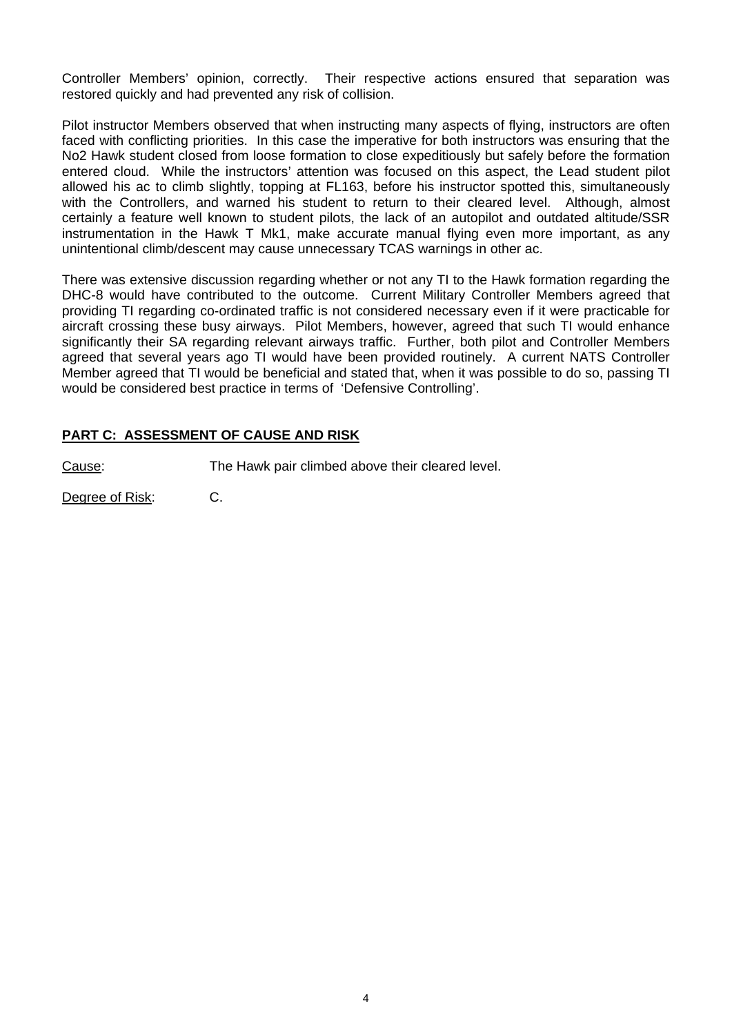Controller Members' opinion, correctly. Their respective actions ensured that separation was restored quickly and had prevented any risk of collision.

Pilot instructor Members observed that when instructing many aspects of flying, instructors are often faced with conflicting priorities. In this case the imperative for both instructors was ensuring that the No2 Hawk student closed from loose formation to close expeditiously but safely before the formation entered cloud. While the instructors' attention was focused on this aspect, the Lead student pilot allowed his ac to climb slightly, topping at FL163, before his instructor spotted this, simultaneously with the Controllers, and warned his student to return to their cleared level. Although, almost certainly a feature well known to student pilots, the lack of an autopilot and outdated altitude/SSR instrumentation in the Hawk T Mk1, make accurate manual flying even more important, as any unintentional climb/descent may cause unnecessary TCAS warnings in other ac.

There was extensive discussion regarding whether or not any TI to the Hawk formation regarding the DHC-8 would have contributed to the outcome. Current Military Controller Members agreed that providing TI regarding co-ordinated traffic is not considered necessary even if it were practicable for aircraft crossing these busy airways. Pilot Members, however, agreed that such TI would enhance significantly their SA regarding relevant airways traffic. Further, both pilot and Controller Members agreed that several years ago TI would have been provided routinely. A current NATS Controller Member agreed that TI would be beneficial and stated that, when it was possible to do so, passing TI would be considered best practice in terms of 'Defensive Controlling'.

## PART C: ASSESSMENT OF CAUSE AND RISK

Cause: The Hawk pair climbed above their cleared level.

Degree of Risk: C.